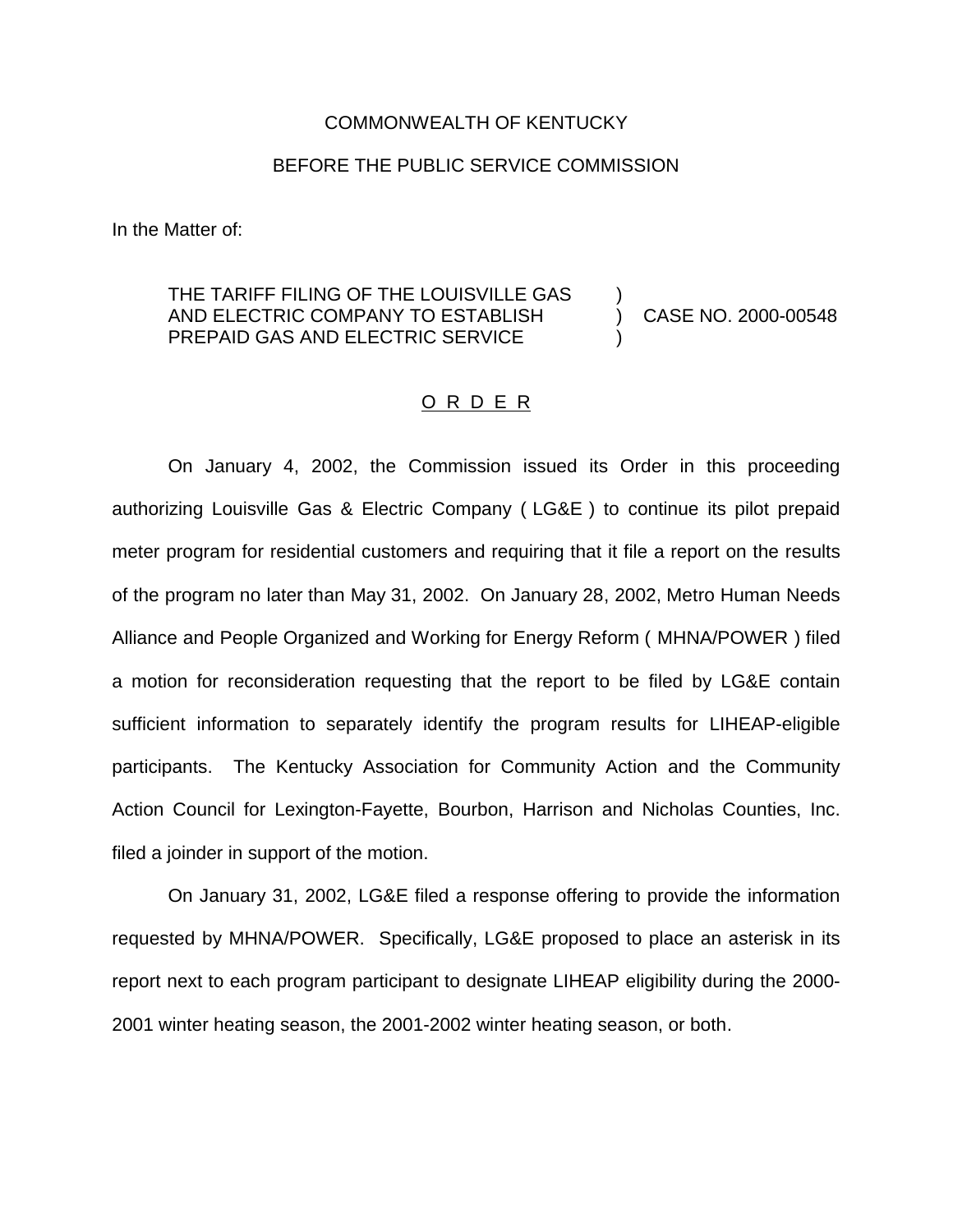COMMONWEALTH OF KENTUCKY

BEFORE THE PUBLIC SERVICE COMMISSION

In the Matter of:

THE TARIFF FILING OF THE LOUISVILLE GAS AND ELECTRIC COMPANY TO ESTABLISH PREPAID GAS AND ELECTRIC SERVICE ) CASE NO. 2000-00548

O R D E R

On January 4, 2002, the Commission issued its Order in this proceeding authorizing Louisville Gas & Electric Company ( LG&E ) to continue its pilot prepaid meter program for residential customers and requiring that it file a report on the results of the program no later than May 31, 2002. On January 28, 2002, Metro Human Needs Alliance and People Organized and Working for Energy Reform ( MHNA/POWER ) filed a motion for reconsideration requesting that the report to be filed by LG&E contain sufficient information to separately identify the program results for LIHEAP-eligible participants. The Kentucky Association for Community Action and the Community Action Council for Lexington-Fayette, Bourbon, Harrison and Nicholas Counties, Inc. filed a joinder in support of the motion.

On January 31, 2002, LG&E filed a response offering to provide the information requested by MHNA/POWER. Specifically, LG&E proposed to place an asterisk in its report next to each program participant to designate LIHEAP eligibility during the 2000-2001 winter heating season, the 2001-2002 winter heating season, or both.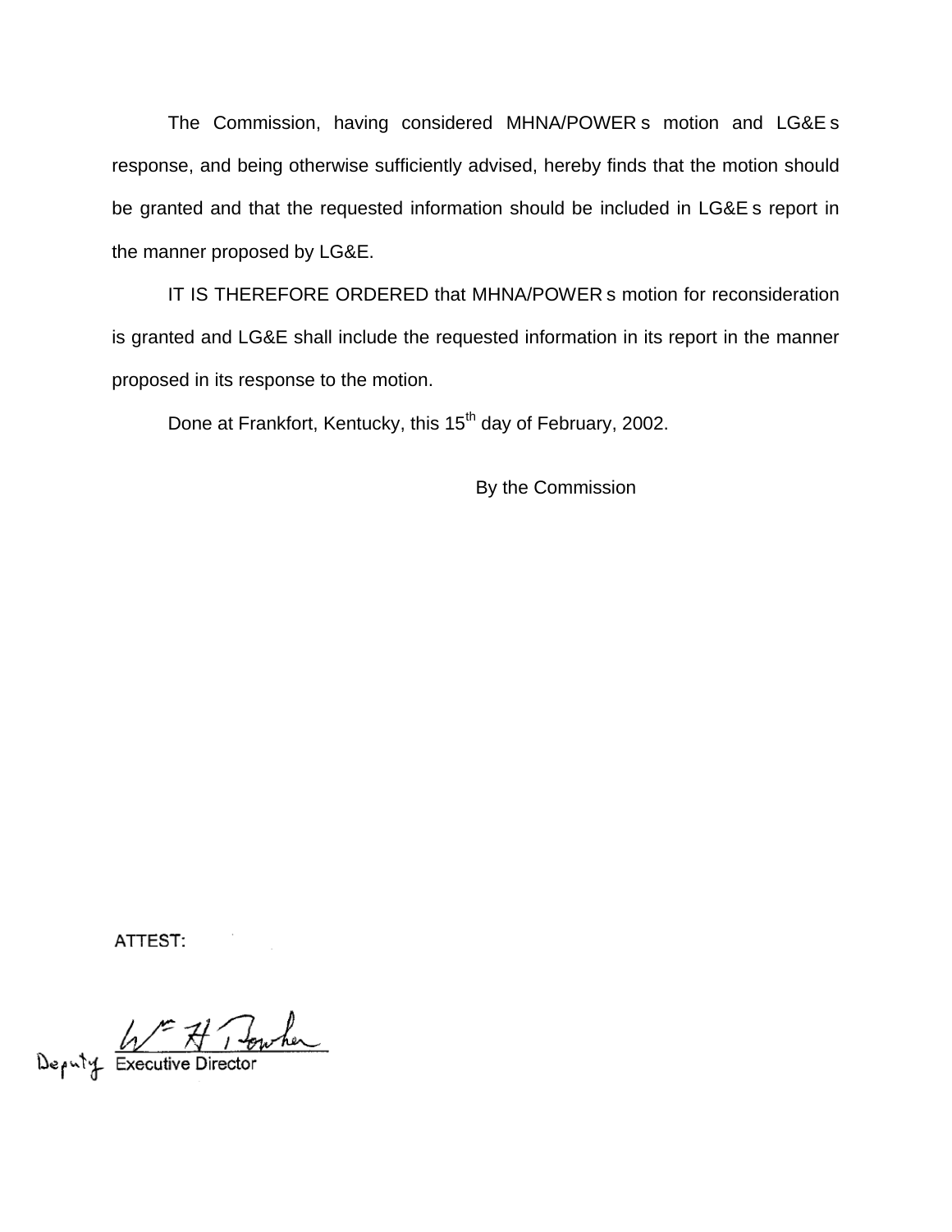The Commission, having considered MHNA/POWER s motion and LG&E s response, and being otherwise sufficiently advised, hereby finds that the motion should be granted and that the requested information should be included in LG&E s report in the manner proposed by LG&E.

IT IS THEREFORE ORDERED that MHNA/POWER s motion for reconsideration is granted and LG&E shall include the requested information in its report in the manner proposed in its response to the motion.

Done at Frankfort, Kentucky, this 15th day of February, 2002.

By the Commission

ATTEST:

Deputy Executive Director